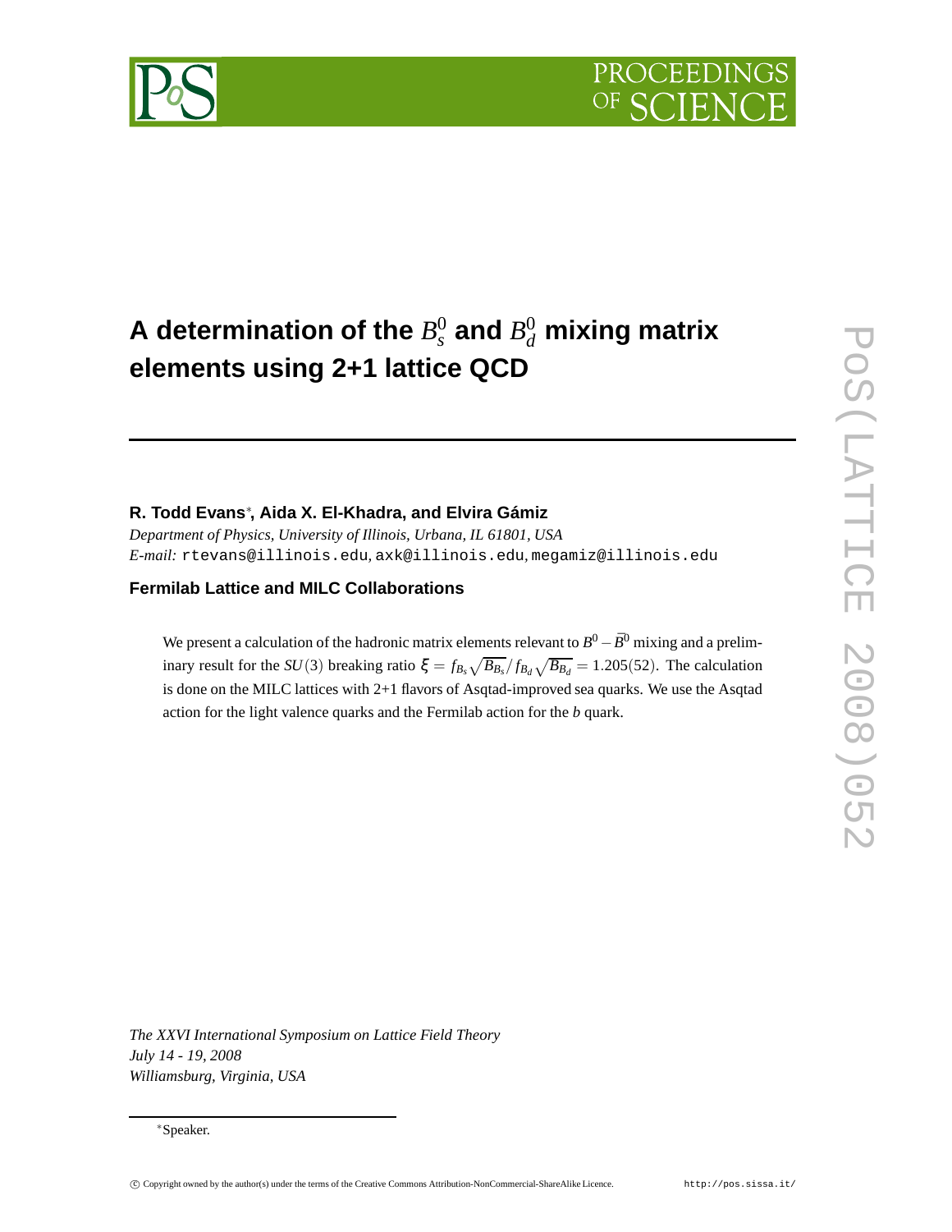# A determination of the $B_s^0$ and $B_d^0$ mixing matrix elements using 2+1 lattice QCD

**R. Todd Evans**[*], **Aida X. El-Khadra, and Elvira Gámiz**

*Department of Physics, University of Illinois, Urbana, IL 61801, USA*
*E-mail:* rtevans@illinois.edu, axk@illinois.edu, megamiz@illinois.edu

**Fermilab Lattice and MILC Collaborations**

We present a calculation of the hadronic matrix elements relevant to $B^0 - \bar{B}^0$ mixing and a preliminary result for the $SU(3)$ breaking ratio $\xi = f_{B_s}\sqrt{B_{B_s}}/f_{B_d}\sqrt{B_{B_d}} = 1.205(52)$. The calculation is done on the MILC lattices with 2+1 flavors of Asqtad-improved sea quarks. We use the Asqtad action for the light valence quarks and the Fermilab action for the $b$ quark.

*The XXVI International Symposium on Lattice Field Theory*
*July 14 - 19, 2008*
*Williamsburg, Virginia, USA*

[*] Speaker.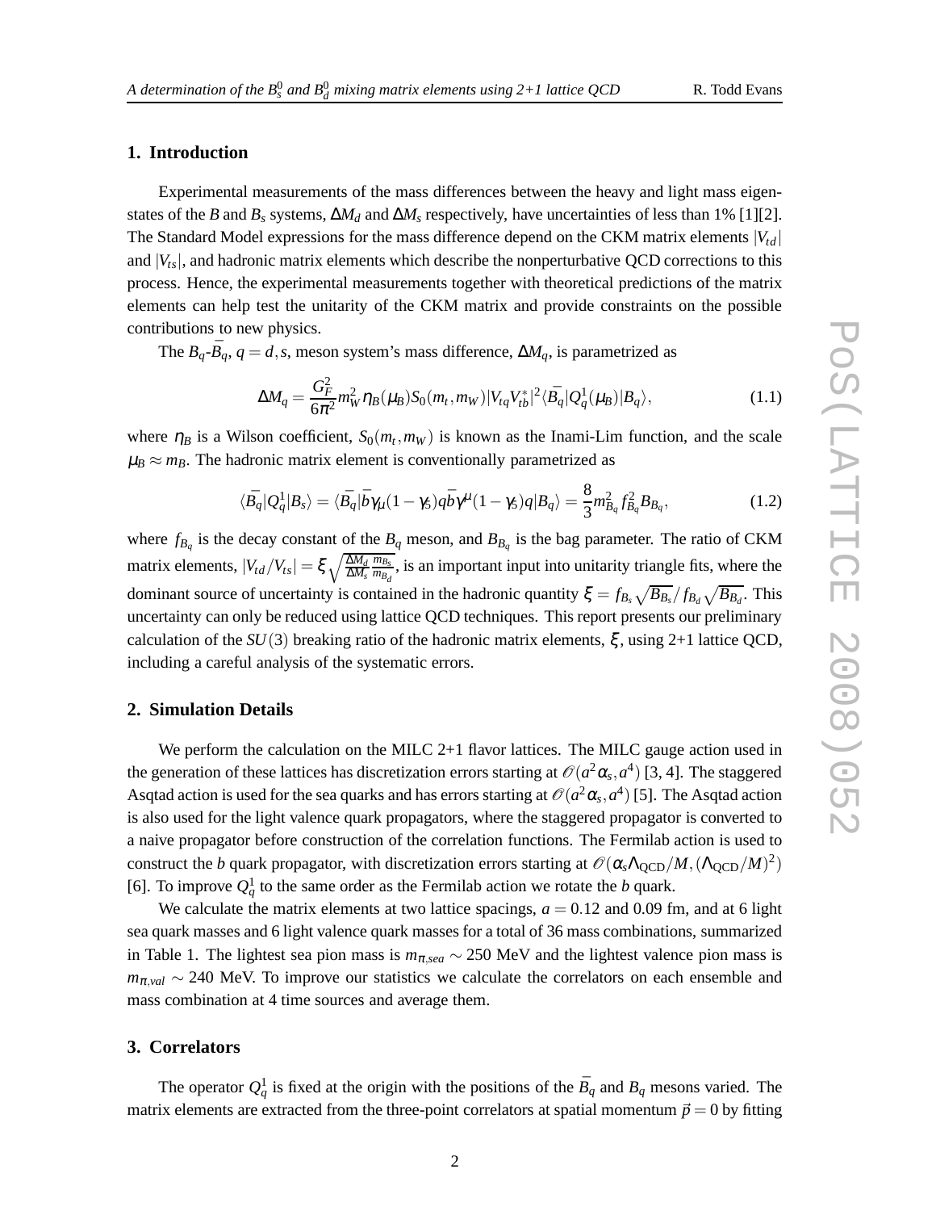## 1. Introduction

Experimental measurements of the mass differences between the heavy and light mass eigenstates of the $B$ and $B_s$ systems, $\Delta M_d$ and $\Delta M_s$ respectively, have uncertainties of less than 1% [1][2]. The Standard Model expressions for the mass difference depend on the CKM matrix elements $|V_{td}|$ and $|V_{ts}|$, and hadronic matrix elements which describe the nonperturbative QCD corrections to this process. Hence, the experimental measurements together with theoretical predictions of the matrix elements can help test the unitarity of the CKM matrix and provide constraints on the possible contributions to new physics.

The $B_q$-$\bar{B}_q$, $q = d, s$, meson system's mass difference, $\Delta M_q$, is parametrized as

$$\Delta M_q = \frac{G_F^2}{6\pi^2} m_W^2 \eta_B(\mu_B) S_0(m_t, m_W) |V_{tq} V_{tb}^*|^2 \langle \bar{B}_q | Q_q^1(\mu_B) | B_q \rangle, \tag{1.1}$$

where $\eta_B$ is a Wilson coefficient, $S_0(m_t, m_W)$ is known as the Inami-Lim function, and the scale $\mu_B \approx m_B$. The hadronic matrix element is conventionally parametrized as

$$\langle \bar{B}_q | Q_q^1 | B_s \rangle = \langle \bar{B}_q | \bar{b} \gamma_\mu (1 - \gamma_5) q \bar{b} \gamma^\mu (1 - \gamma_5) q | B_q \rangle = \frac{8}{3} m_{B_q}^2 f_{B_q}^2 B_{B_q}, \tag{1.2}$$

where $f_{B_q}$ is the decay constant of the $B_q$ meson, and $B_{B_q}$ is the bag parameter. The ratio of CKM matrix elements, $|V_{td}/V_{ts}| = \xi \sqrt{\frac{\Delta M_d}{\Delta M_s} \frac{m_{B_s}}{m_{B_d}}}$, is an important input into unitarity triangle fits, where the dominant source of uncertainty is contained in the hadronic quantity $\xi = f_{B_s} \sqrt{B_{B_s}} / f_{B_d} \sqrt{B_{B_d}}$. This uncertainty can only be reduced using lattice QCD techniques. This report presents our preliminary calculation of the $SU(3)$ breaking ratio of the hadronic matrix elements, $\xi$, using 2+1 lattice QCD, including a careful analysis of the systematic errors.

## 2. Simulation Details

We perform the calculation on the MILC 2+1 flavor lattices. The MILC gauge action used in the generation of these lattices has discretization errors starting at $\mathcal{O}(a^2 \alpha_s, a^4)$ [3, 4]. The staggered Asqtad action is used for the sea quarks and has errors starting at $\mathcal{O}(a^2 \alpha_s, a^4)$ [5]. The Asqtad action is also used for the light valence quark propagators, where the staggered propagator is converted to a naive propagator before construction of the correlation functions. The Fermilab action is used to construct the $b$ quark propagator, with discretization errors starting at $\mathcal{O}(\alpha_s \Lambda_{\text{QCD}}/M, (\Lambda_{\text{QCD}}/M)^2)$ [6]. To improve $Q_q^1$ to the same order as the Fermilab action we rotate the $b$ quark.

We calculate the matrix elements at two lattice spacings, $a = 0.12$ and 0.09 fm, and at 6 light sea quark masses and 6 light valence quark masses for a total of 36 mass combinations, summarized in Table 1. The lightest sea pion mass is $m_{\pi,sea} \sim 250$ MeV and the lightest valence pion mass is $m_{\pi,val} \sim 240$ MeV. To improve our statistics we calculate the correlators on each ensemble and mass combination at 4 time sources and average them.

## 3. Correlators

The operator $Q_q^1$ is fixed at the origin with the positions of the $\bar{B}_q$ and $B_q$ mesons varied. The matrix elements are extracted from the three-point correlators at spatial momentum $\vec{p} = 0$ by fitting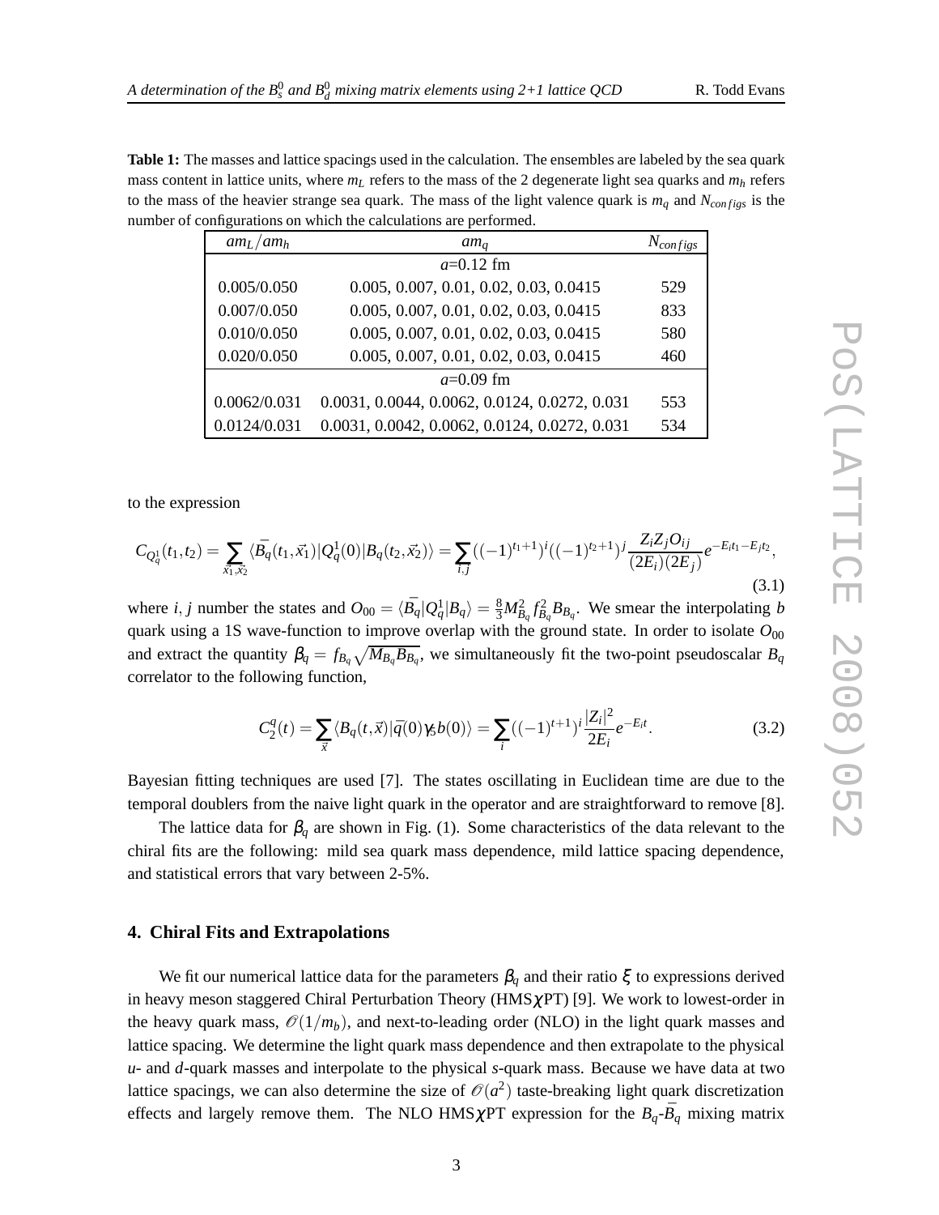**Table 1:** The masses and lattice spacings used in the calculation. The ensembles are labeled by the sea quark mass content in lattice units, where $m_L$ refers to the mass of the 2 degenerate light sea quarks and $m_h$ refers to the mass of the heavier strange sea quark. The mass of the light valence quark is $m_q$ and $N_{configs}$ is the number of configurations on which the calculations are performed.

| $am_L/am_h$ | $am_q$ | $N_{configs}$ |
|---|---|---|
| | $a$=0.12 fm | |
| 0.005/0.050 | 0.005, 0.007, 0.01, 0.02, 0.03, 0.0415 | 529 |
| 0.007/0.050 | 0.005, 0.007, 0.01, 0.02, 0.03, 0.0415 | 833 |
| 0.010/0.050 | 0.005, 0.007, 0.01, 0.02, 0.03, 0.0415 | 580 |
| 0.020/0.050 | 0.005, 0.007, 0.01, 0.02, 0.03, 0.0415 | 460 |
| | $a$=0.09 fm | |
| 0.0062/0.031 | 0.0031, 0.0044, 0.0062, 0.0124, 0.0272, 0.031 | 553 |
| 0.0124/0.031 | 0.0031, 0.0042, 0.0062, 0.0124, 0.0272, 0.031 | 534 |

to the expression

$$C_{Q^1_q}(t_1,t_2) = \sum_{\vec{x}_1,\vec{x}_2} \langle \bar{B_q}(t_1,\vec{x}_1)|Q^1_q(0)|B_q(t_2,\vec{x}_2)\rangle = \sum_{i,j}((-1)^{t_1+1})^i((-1)^{t_2+1})^j \frac{Z_i Z_j O_{ij}}{(2E_i)(2E_j)} e^{-E_i t_1 - E_j t_2}, \tag{3.1}$$

where $i,j$ number the states and $O_{00} = \langle \bar{B_q}|Q^1_q|B_q\rangle = \frac{8}{3}M^2_{B_q} f^2_{B_q} B_{B_q}$. We smear the interpolating $b$ quark using a 1S wave-function to improve overlap with the ground state. In order to isolate $O_{00}$ and extract the quantity $\beta_q = f_{B_q}\sqrt{M_{B_q} B_{B_q}}$, we simultaneously fit the two-point pseudoscalar $B_q$ correlator to the following function,

$$C^q_2(t) = \sum_{\vec{x}} \langle B_q(t,\vec{x})|\bar{q}(0)\gamma_5 b(0)\rangle = \sum_i ((-1)^{t+1})^i \frac{|Z_i|^2}{2E_i} e^{-E_i t}. \tag{3.2}$$

Bayesian fitting techniques are used [7]. The states oscillating in Euclidean time are due to the temporal doublers from the naive light quark in the operator and are straightforward to remove [8].

The lattice data for $\beta_q$ are shown in Fig. (1). Some characteristics of the data relevant to the chiral fits are the following: mild sea quark mass dependence, mild lattice spacing dependence, and statistical errors that vary between 2-5%.

## 4. Chiral Fits and Extrapolations

We fit our numerical lattice data for the parameters $\beta_q$ and their ratio $\xi$ to expressions derived in heavy meson staggered Chiral Perturbation Theory (HMS$\chi$PT) [9]. We work to lowest-order in the heavy quark mass, $\mathcal{O}(1/m_b)$, and next-to-leading order (NLO) in the light quark masses and lattice spacing. We determine the light quark mass dependence and then extrapolate to the physical $u$- and $d$-quark masses and interpolate to the physical $s$-quark mass. Because we have data at two lattice spacings, we can also determine the size of $\mathcal{O}(a^2)$ taste-breaking light quark discretization effects and largely remove them. The NLO HMS$\chi$PT expression for the $B_q$-$\bar{B}_q$ mixing matrix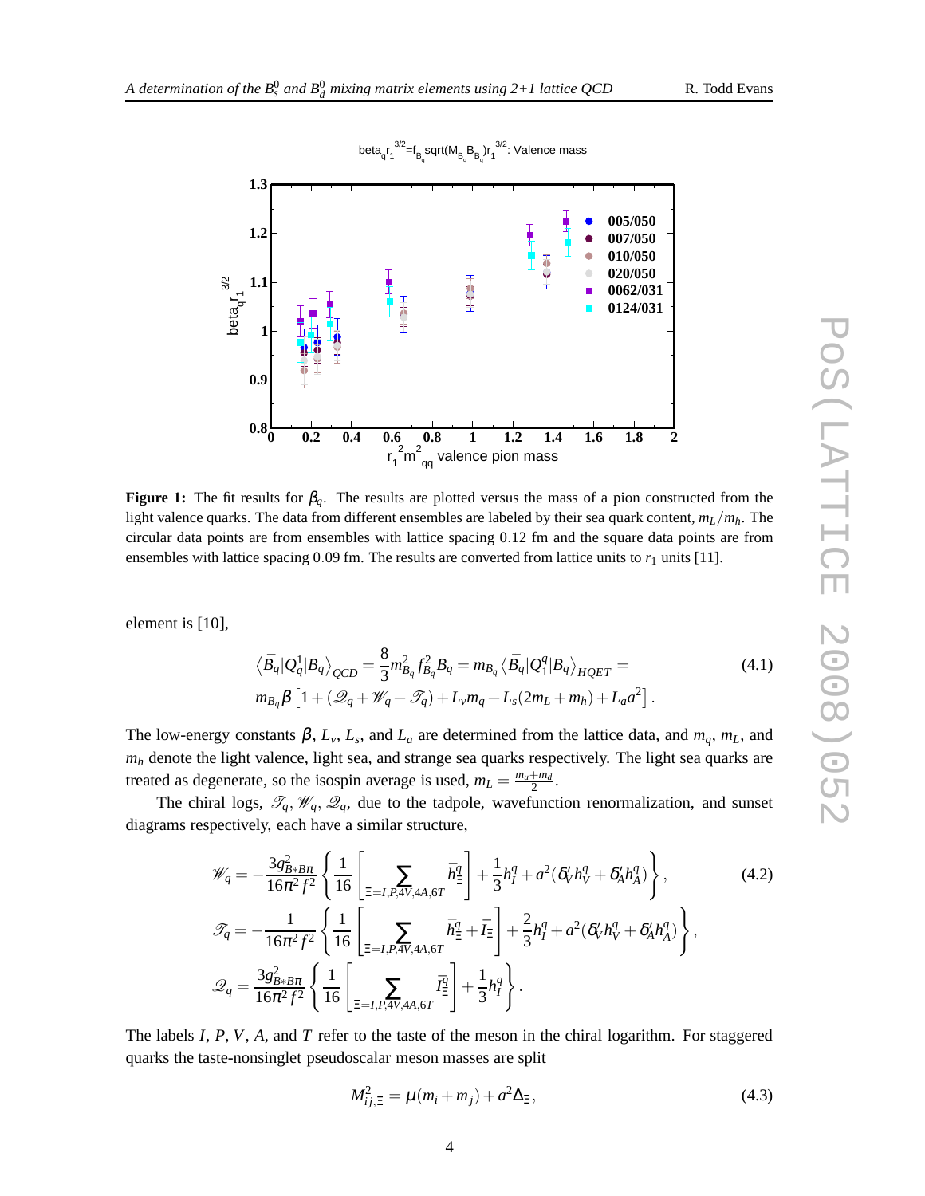**Figure 1:** The fit results for $\beta_q$. The results are plotted versus the mass of a pion constructed from the light valence quarks. The data from different ensembles are labeled by their sea quark content, $m_L/m_h$. The circular data points are from ensembles with lattice spacing 0.12 fm and the square data points are from ensembles with lattice spacing 0.09 fm. The results are converted from lattice units to $r_1$ units [11].

element is [10],

$$\langle \bar{B}_q | Q_q^1 | B_q \rangle_{QCD} = \frac{8}{3} m_{B_q}^2 f_{B_q}^2 B_q = m_{B_q} \langle \bar{B}_q | Q_1^q | B_q \rangle_{HQET} = \\ m_{B_q} \beta \left[ 1 + (\mathscr{Q}_q + \mathscr{W}_q + \mathscr{T}_q) + L_v m_q + L_s(2m_L + m_h) + L_a a^2 \right]. \tag{4.1}$$

The low-energy constants $\beta$, $L_v$, $L_s$, and $L_a$ are determined from the lattice data, and $m_q$, $m_L$, and $m_h$ denote the light valence, light sea, and strange sea quarks respectively. The light sea quarks are treated as degenerate, so the isospin average is used, $m_L = \frac{m_u + m_d}{2}$.

The chiral logs, $\mathscr{T}_q$, $\mathscr{W}_q$, $\mathscr{Q}_q$, due to the tadpole, wavefunction renormalization, and sunset diagrams respectively, each have a similar structure,

$$\mathscr{W}_q = -\frac{3g_{B*B\pi}^2}{16\pi^2 f^2} \left\{ \frac{1}{16} \left[ \sum_{\Xi = I,P,4V,4A,6T} \bar{h}_\Xi^q \right] + \frac{1}{3} h_I^q + a^2 (\delta'_V h_V^q + \delta'_A h_A^q) \right\}, \tag{4.2}$$

$$\mathscr{T}_q = -\frac{1}{16\pi^2 f^2} \left\{ \frac{1}{16} \left[ \sum_{\Xi = I,P,4V,4A,6T} \bar{h}_\Xi^q + \bar{I}_\Xi \right] + \frac{2}{3} h_I^q + a^2 (\delta'_V h_V^q + \delta'_A h_A^q) \right\},$$

$$\mathscr{Q}_q = \frac{3g_{B*B\pi}^2}{16\pi^2 f^2} \left\{ \frac{1}{16} \left[ \sum_{\Xi = I,P,4V,4A,6T} \bar{I}_\Xi^q \right] + \frac{1}{3} h_I^q \right\}.$$

The labels $I$, $P$, $V$, $A$, and $T$ refer to the taste of the meson in the chiral logarithm. For staggered quarks the taste-nonsinglet pseudoscalar meson masses are split

$$M_{ij,\Xi}^2 = \mu(m_i + m_j) + a^2 \Delta_\Xi, \tag{4.3}$$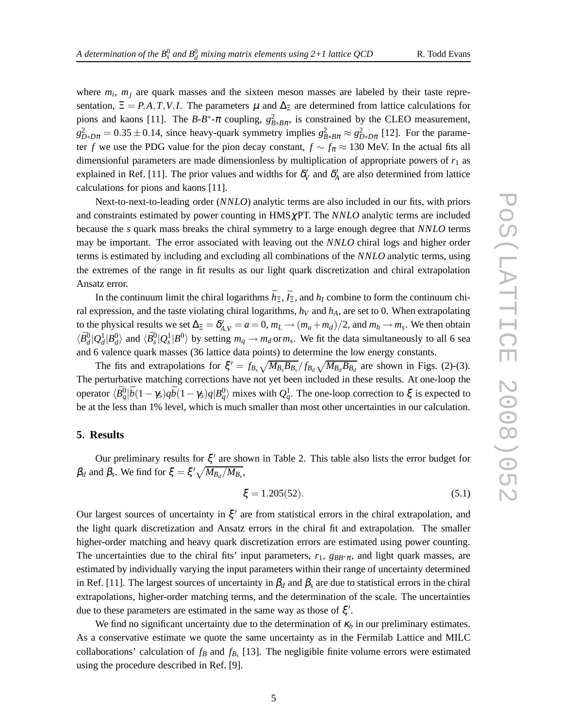where $m_i$, $m_j$ are quark masses and the sixteen meson masses are labeled by their taste representation, $\Xi = P, A, T, V, I$. The parameters $\mu$ and $\Delta_\Xi$ are determined from lattice calculations for pions and kaons [11]. The $B$-$B^*$-$\pi$ coupling, $g^2_{B*B\pi}$, is constrained by the CLEO measurement, $g^2_{D*D\pi} = 0.35 \pm 0.14$, since heavy-quark symmetry implies $g^2_{B*B\pi} \approx g^2_{D*D\pi}$ [12]. For the parameter $f$ we use the PDG value for the pion decay constant, $f \sim f_\pi \approx 130$ MeV. In the actual fits all dimensionful parameters are made dimensionless by multiplication of appropriate powers of $r_1$ as explained in Ref. [11]. The prior values and widths for $\delta'_V$ and $\delta'_A$ are also determined from lattice calculations for pions and kaons [11].

Next-to-next-to-leading order (*NNLO*) analytic terms are also included in our fits, with priors and constraints estimated by power counting in HMS$\chi$PT. The *NNLO* analytic terms are included because the $s$ quark mass breaks the chiral symmetry to a large enough degree that *NNLO* terms may be important. The error associated with leaving out the *NNLO* chiral logs and higher order terms is estimated by including and excluding all combinations of the *NNLO* analytic terms, using the extremes of the range in fit results as our light quark discretization and chiral extrapolation Ansatz error.

In the continuum limit the chiral logarithms $\bar{h}_\Xi$, $\bar{I}_\Xi$, and $h_I$ combine to form the continuum chiral expression, and the taste violating chiral logarithms, $h_V$ and $h_A$, are set to 0. When extrapolating to the physical results we set $\Delta_\Xi = \delta'_{A,V} = a = 0$, $m_L \to (m_u + m_d)/2$, and $m_h \to m_s$. We then obtain $\langle \bar{B}^0_d | Q^1_d | B^0_d \rangle$ and $\langle \bar{B}^0_s | Q^1_s | B^0 \rangle$ by setting $m_q \to m_d$ or $m_s$. We fit the data simultaneously to all 6 sea and 6 valence quark masses (36 lattice data points) to determine the low energy constants.

The fits and extrapolations for $\xi' = f_{B_s}\sqrt{M_{B_s}B_{B_s}}/f_{B_d}\sqrt{M_{B_d}B_{B_d}}$ are shown in Figs. (2)-(3). The perturbative matching corrections have not yet been included in these results. At one-loop the operator $\langle \bar{B}^0_q | \bar{b}(1-\gamma_5)q\bar{b}(1-\gamma_5)q | B^0_q \rangle$ mixes with $Q^1_q$. The one-loop correction to $\xi$ is expected to be at the less than 1% level, which is much smaller than most other uncertainties in our calculation.

## 5. Results

Our preliminary results for $\xi'$ are shown in Table 2. This table also lists the error budget for $\beta_d$ and $\beta_s$. We find for $\xi = \xi' \sqrt{M_{B_d}/M_{B_s}}$,

$$\xi = 1.205(52). \tag{5.1}$$

Our largest sources of uncertainty in $\xi'$ are from statistical errors in the chiral extrapolation, and the light quark discretization and Ansatz errors in the chiral fit and extrapolation. The smaller higher-order matching and heavy quark discretization errors are estimated using power counting. The uncertainties due to the chiral fits' input parameters, $r_1$, $g_{BB^*\pi}$, and light quark masses, are estimated by individually varying the input parameters within their range of uncertainty determined in Ref. [11]. The largest sources of uncertainty in $\beta_d$ and $\beta_s$ are due to statistical errors in the chiral extrapolations, higher-order matching terms, and the determination of the scale. The uncertainties due to these parameters are estimated in the same way as those of $\xi'$.

We find no significant uncertainty due to the determination of $\kappa_b$ in our preliminary estimates. As a conservative estimate we quote the same uncertainty as in the Fermilab Lattice and MILC collaborations' calculation of $f_B$ and $f_{B_s}$ [13]. The negligible finite volume errors were estimated using the procedure described in Ref. [9].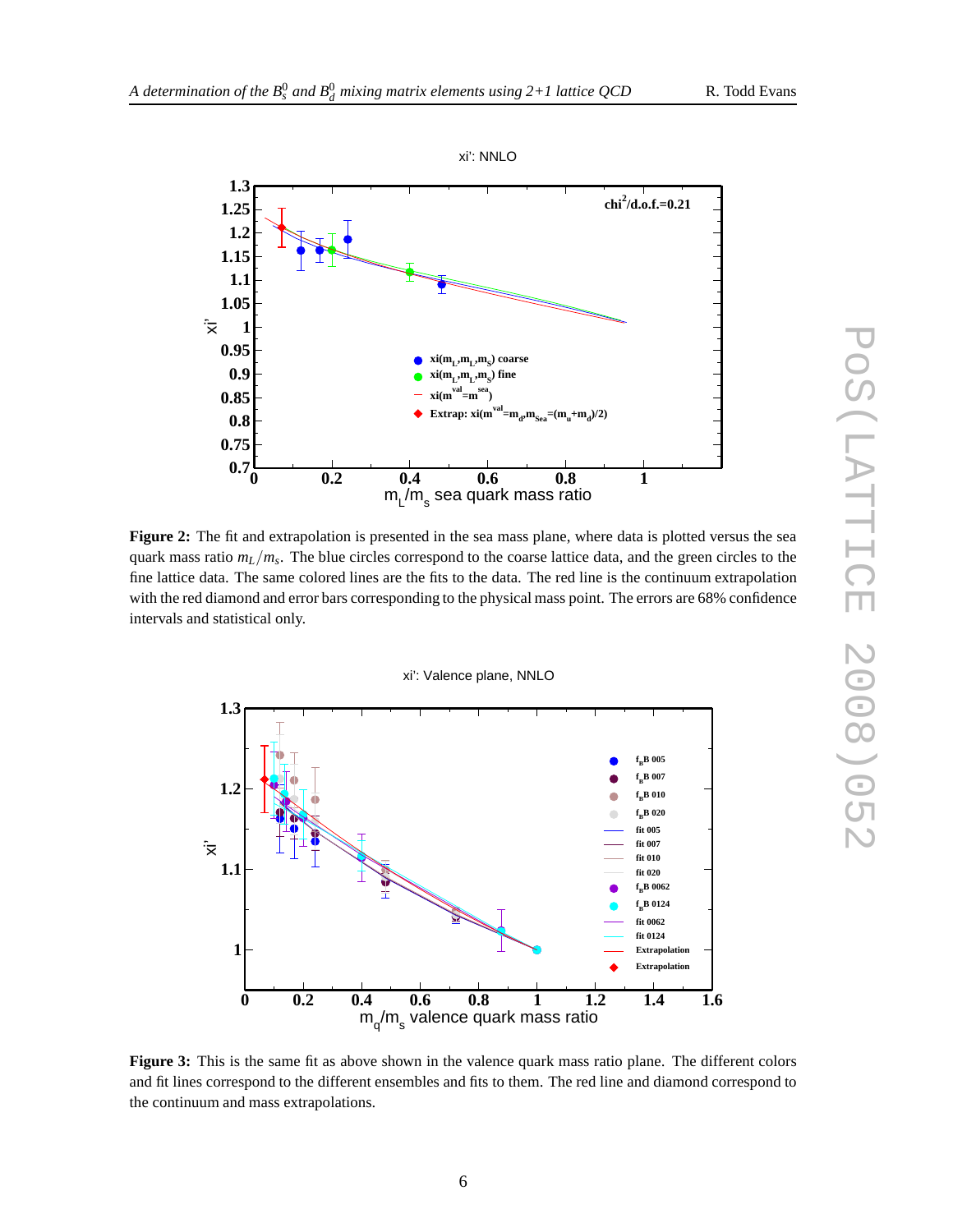**Figure 2:** The fit and extrapolation is presented in the sea mass plane, where data is plotted versus the sea quark mass ratio $m_L/m_s$. The blue circles correspond to the coarse lattice data, and the green circles to the fine lattice data. The same colored lines are the fits to the data. The red line is the continuum extrapolation with the red diamond and error bars corresponding to the physical mass point. The errors are 68% confidence intervals and statistical only.

**Figure 3:** This is the same fit as above shown in the valence quark mass ratio plane. The different colors and fit lines correspond to the different ensembles and fits to them. The red line and diamond correspond to the continuum and mass extrapolations.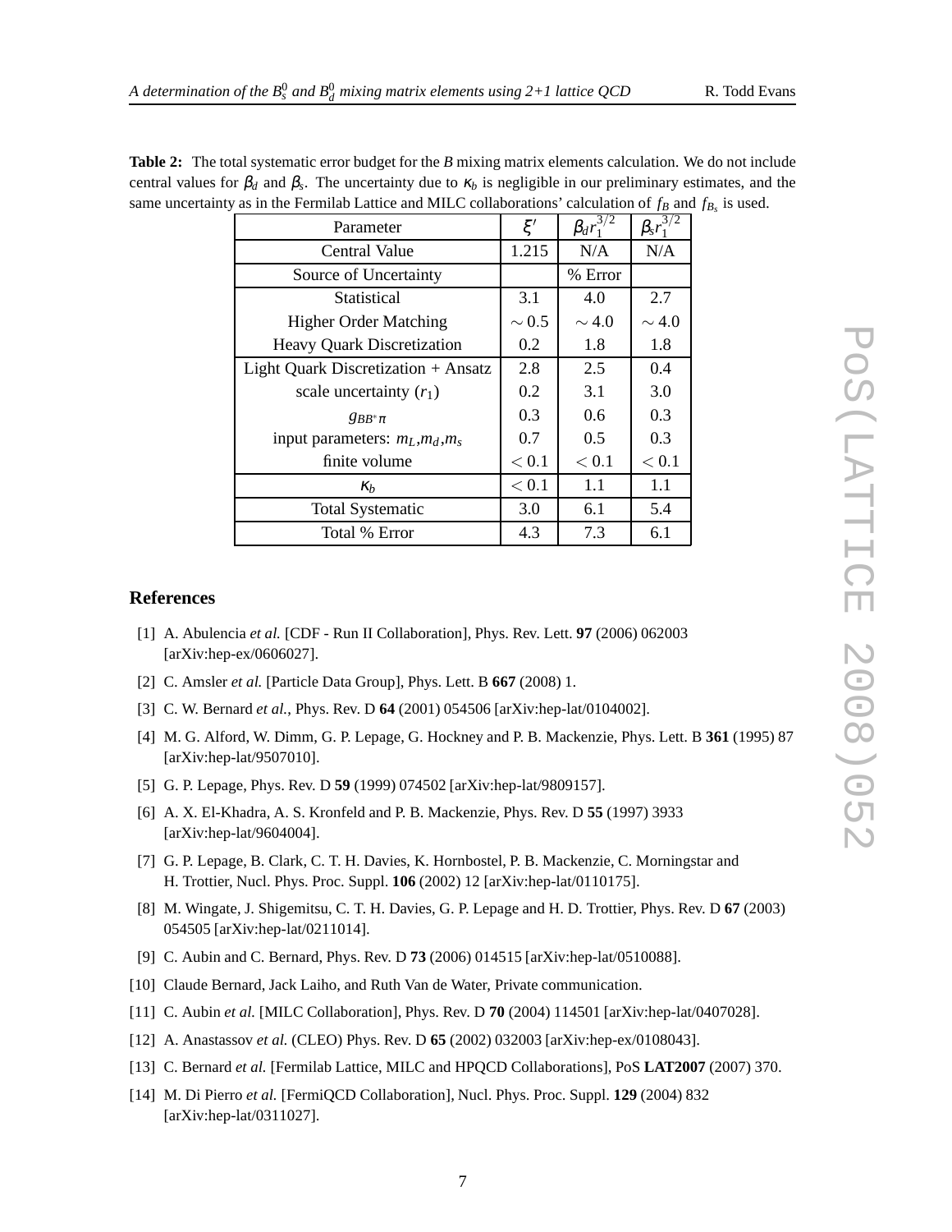**Table 2:** The total systematic error budget for the $B$ mixing matrix elements calculation. We do not include central values for $\beta_d$ and $\beta_s$. The uncertainty due to $\kappa_b$ is negligible in our preliminary estimates, and the same uncertainty as in the Fermilab Lattice and MILC collaborations' calculation of $f_B$ and $f_{B_s}$ is used.

| Parameter | $\xi'$ | $\beta_d r_1^{3/2}$ | $\beta_s r_1^{3/2}$ |
|---|---|---|---|
| Central Value | 1.215 | N/A | N/A |
| Source of Uncertainty | | % Error | |
| Statistical | 3.1 | 4.0 | 2.7 |
| Higher Order Matching | $\sim 0.5$ | $\sim 4.0$ | $\sim 4.0$ |
| Heavy Quark Discretization | 0.2 | 1.8 | 1.8 |
| Light Quark Discretization + Ansatz | 2.8 | 2.5 | 0.4 |
| scale uncertainty ($r_1$) | 0.2 | 3.1 | 3.0 |
| $g_{BB^*\pi}$ | 0.3 | 0.6 | 0.3 |
| input parameters: $m_L$,$m_d$,$m_s$ | 0.7 | 0.5 | 0.3 |
| finite volume | $< 0.1$ | $< 0.1$ | $< 0.1$ |
| $\kappa_b$ | $< 0.1$ | 1.1 | 1.1 |
| Total Systematic | 3.0 | 6.1 | 5.4 |
| Total % Error | 4.3 | 7.3 | 6.1 |

## References

[1] A. Abulencia *et al.* [CDF - Run II Collaboration], Phys. Rev. Lett. **97** (2006) 062003 [arXiv:hep-ex/0606027].

[2] C. Amsler *et al.* [Particle Data Group], Phys. Lett. B **667** (2008) 1.

[3] C. W. Bernard *et al.*, Phys. Rev. D **64** (2001) 054506 [arXiv:hep-lat/0104002].

[4] M. G. Alford, W. Dimm, G. P. Lepage, G. Hockney and P. B. Mackenzie, Phys. Lett. B **361** (1995) 87 [arXiv:hep-lat/9507010].

[5] G. P. Lepage, Phys. Rev. D **59** (1999) 074502 [arXiv:hep-lat/9809157].

[6] A. X. El-Khadra, A. S. Kronfeld and P. B. Mackenzie, Phys. Rev. D **55** (1997) 3933 [arXiv:hep-lat/9604004].

[7] G. P. Lepage, B. Clark, C. T. H. Davies, K. Hornbostel, P. B. Mackenzie, C. Morningstar and H. Trottier, Nucl. Phys. Proc. Suppl. **106** (2002) 12 [arXiv:hep-lat/0110175].

[8] M. Wingate, J. Shigemitsu, C. T. H. Davies, G. P. Lepage and H. D. Trottier, Phys. Rev. D **67** (2003) 054505 [arXiv:hep-lat/0211014].

[9] C. Aubin and C. Bernard, Phys. Rev. D **73** (2006) 014515 [arXiv:hep-lat/0510088].

[10] Claude Bernard, Jack Laiho, and Ruth Van de Water, Private communication.

[11] C. Aubin *et al.* [MILC Collaboration], Phys. Rev. D **70** (2004) 114501 [arXiv:hep-lat/0407028].

[12] A. Anastassov *et al.* (CLEO) Phys. Rev. D **65** (2002) 032003 [arXiv:hep-ex/0108043].

[13] C. Bernard *et al.* [Fermilab Lattice, MILC and HPQCD Collaborations], PoS **LAT2007** (2007) 370.

[14] M. Di Pierro *et al.* [FermiQCD Collaboration], Nucl. Phys. Proc. Suppl. **129** (2004) 832 [arXiv:hep-lat/0311027].